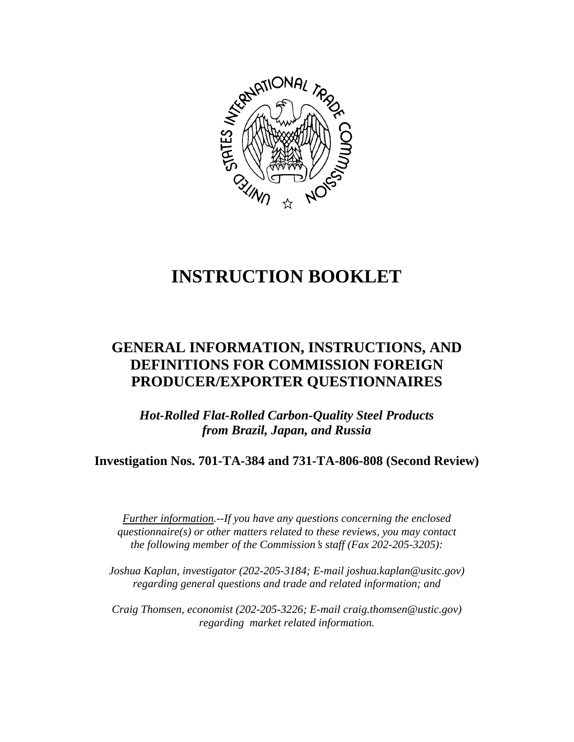# INSTRUCTION BOOKLET

## GENERAL INFORMATION, INSTRUCTIONS, AND DEFINITIONS FOR COMMISSION FOREIGN PRODUCER/EXPORTER QUESTIONNAIRES

***Hot-Rolled Flat-Rolled Carbon-Quality Steel Products from Brazil, Japan, and Russia***

**Investigation Nos. 701-TA-384 and 731-TA-806-808 (Second Review)**

*Further information.--If you have any questions concerning the enclosed questionnaire(s) or other matters related to these reviews, you may contact the following member of the Commission's staff (Fax 202-205-3205):*

*Joshua Kaplan, investigator (202-205-3184; E-mail joshua.kaplan@usitc.gov) regarding general questions and trade and related information; and*

*Craig Thomsen, economist (202-205-3226; E-mail craig.thomsen@ustic.gov) regarding market related information.*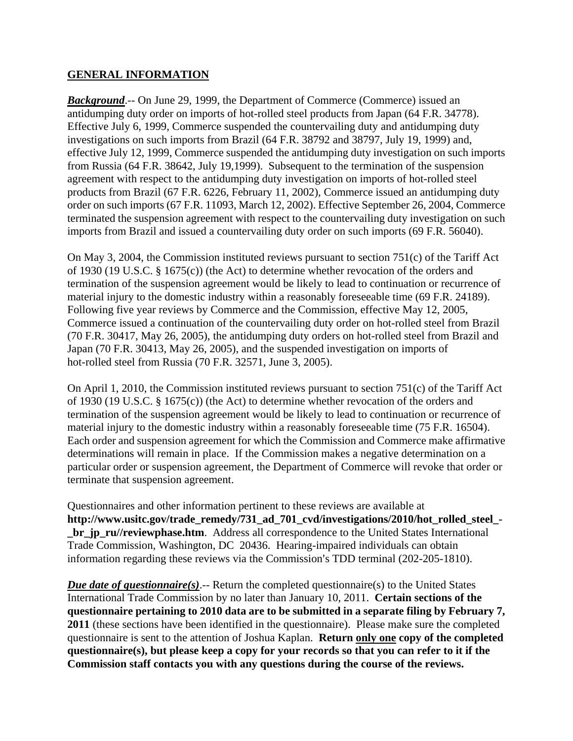## **GENERAL INFORMATION**

***Background***.-- On June 29, 1999, the Department of Commerce (Commerce) issued an antidumping duty order on imports of hot-rolled steel products from Japan (64 F.R. 34778). Effective July 6, 1999, Commerce suspended the countervailing duty and antidumping duty investigations on such imports from Brazil (64 F.R. 38792 and 38797, July 19, 1999) and, effective July 12, 1999, Commerce suspended the antidumping duty investigation on such imports from Russia (64 F.R. 38642, July 19,1999). Subsequent to the termination of the suspension agreement with respect to the antidumping duty investigation on imports of hot-rolled steel products from Brazil (67 F.R. 6226, February 11, 2002), Commerce issued an antidumping duty order on such imports (67 F.R. 11093, March 12, 2002). Effective September 26, 2004, Commerce terminated the suspension agreement with respect to the countervailing duty investigation on such imports from Brazil and issued a countervailing duty order on such imports (69 F.R. 56040).

On May 3, 2004, the Commission instituted reviews pursuant to section 751(c) of the Tariff Act of 1930 (19 U.S.C. § 1675(c)) (the Act) to determine whether revocation of the orders and termination of the suspension agreement would be likely to lead to continuation or recurrence of material injury to the domestic industry within a reasonably foreseeable time (69 F.R. 24189). Following five year reviews by Commerce and the Commission, effective May 12, 2005, Commerce issued a continuation of the countervailing duty order on hot-rolled steel from Brazil (70 F.R. 30417, May 26, 2005), the antidumping duty orders on hot-rolled steel from Brazil and Japan (70 F.R. 30413, May 26, 2005), and the suspended investigation on imports of hot-rolled steel from Russia (70 F.R. 32571, June 3, 2005).

On April 1, 2010, the Commission instituted reviews pursuant to section 751(c) of the Tariff Act of 1930 (19 U.S.C. § 1675(c)) (the Act) to determine whether revocation of the orders and termination of the suspension agreement would be likely to lead to continuation or recurrence of material injury to the domestic industry within a reasonably foreseeable time (75 F.R. 16504). Each order and suspension agreement for which the Commission and Commerce make affirmative determinations will remain in place. If the Commission makes a negative determination on a particular order or suspension agreement, the Department of Commerce will revoke that order or terminate that suspension agreement.

Questionnaires and other information pertinent to these reviews are available at **http://www.usitc.gov/trade_remedy/731_ad_701_cvd/investigations/2010/hot_rolled_steel_-_br_jp_ru//reviewphase.htm**. Address all correspondence to the United States International Trade Commission, Washington, DC 20436. Hearing-impaired individuals can obtain information regarding these reviews via the Commission's TDD terminal (202-205-1810).

***Due date of questionnaire(s)***.-- Return the completed questionnaire(s) to the United States International Trade Commission by no later than January 10, 2011. **Certain sections of the questionnaire pertaining to 2010 data are to be submitted in a separate filing by February 7, 2011** (these sections have been identified in the questionnaire). Please make sure the completed questionnaire is sent to the attention of Joshua Kaplan. **Return only one copy of the completed questionnaire(s), but please keep a copy for your records so that you can refer to it if the Commission staff contacts you with any questions during the course of the reviews.**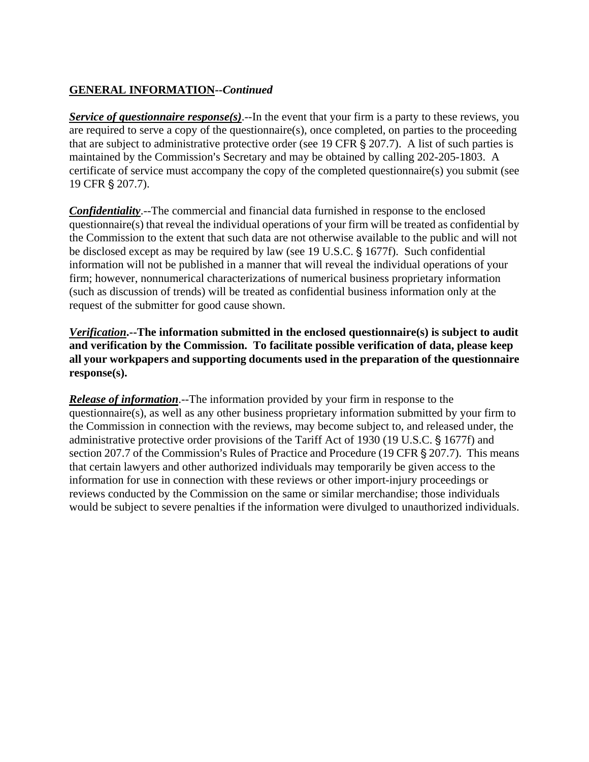**GENERAL INFORMATION--*Continued***

***Service of questionnaire response(s)***.--In the event that your firm is a party to these reviews, you are required to serve a copy of the questionnaire(s), once completed, on parties to the proceeding that are subject to administrative protective order (see 19 CFR § 207.7). A list of such parties is maintained by the Commission's Secretary and may be obtained by calling 202-205-1803. A certificate of service must accompany the copy of the completed questionnaire(s) you submit (see 19 CFR § 207.7).

***Confidentiality***.--The commercial and financial data furnished in response to the enclosed questionnaire(s) that reveal the individual operations of your firm will be treated as confidential by the Commission to the extent that such data are not otherwise available to the public and will not be disclosed except as may be required by law (see 19 U.S.C. § 1677f). Such confidential information will not be published in a manner that will reveal the individual operations of your firm; however, nonnumerical characterizations of numerical business proprietary information (such as discussion of trends) will be treated as confidential business information only at the request of the submitter for good cause shown.

***Verification*.--The information submitted in the enclosed questionnaire(s) is subject to audit and verification by the Commission. To facilitate possible verification of data, please keep all your workpapers and supporting documents used in the preparation of the questionnaire response(s).**

***Release of information***.--The information provided by your firm in response to the questionnaire(s), as well as any other business proprietary information submitted by your firm to the Commission in connection with the reviews, may become subject to, and released under, the administrative protective order provisions of the Tariff Act of 1930 (19 U.S.C. § 1677f) and section 207.7 of the Commission's Rules of Practice and Procedure (19 CFR § 207.7). This means that certain lawyers and other authorized individuals may temporarily be given access to the information for use in connection with these reviews or other import-injury proceedings or reviews conducted by the Commission on the same or similar merchandise; those individuals would be subject to severe penalties if the information were divulged to unauthorized individuals.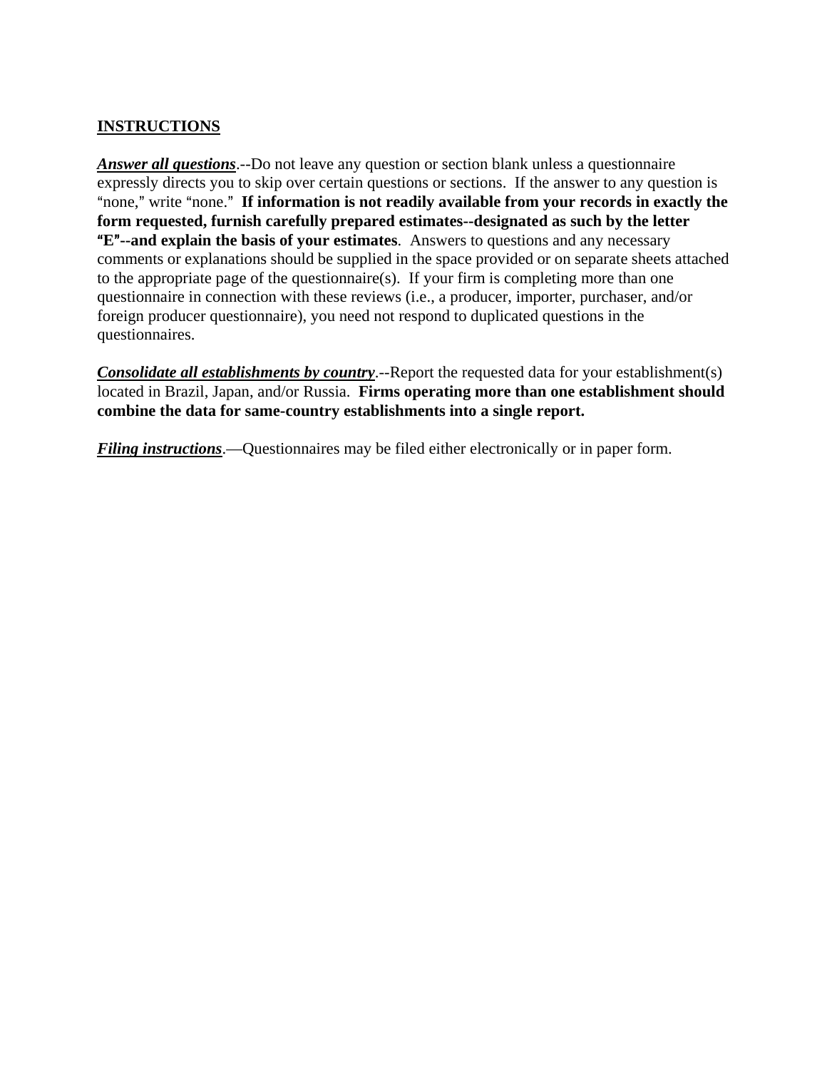**INSTRUCTIONS**

***Answer all questions***.--Do not leave any question or section blank unless a questionnaire expressly directs you to skip over certain questions or sections. If the answer to any question is "none," write "none." **If information is not readily available from your records in exactly the form requested, furnish carefully prepared estimates--designated as such by the letter "E"--and explain the basis of your estimates**. Answers to questions and any necessary comments or explanations should be supplied in the space provided or on separate sheets attached to the appropriate page of the questionnaire(s). If your firm is completing more than one questionnaire in connection with these reviews (i.e., a producer, importer, purchaser, and/or foreign producer questionnaire), you need not respond to duplicated questions in the questionnaires.

***Consolidate all establishments by country***.--Report the requested data for your establishment(s) located in Brazil, Japan, and/or Russia. **Firms operating more than one establishment should combine the data for same-country establishments into a single report.**

***Filing instructions***.—Questionnaires may be filed either electronically or in paper form.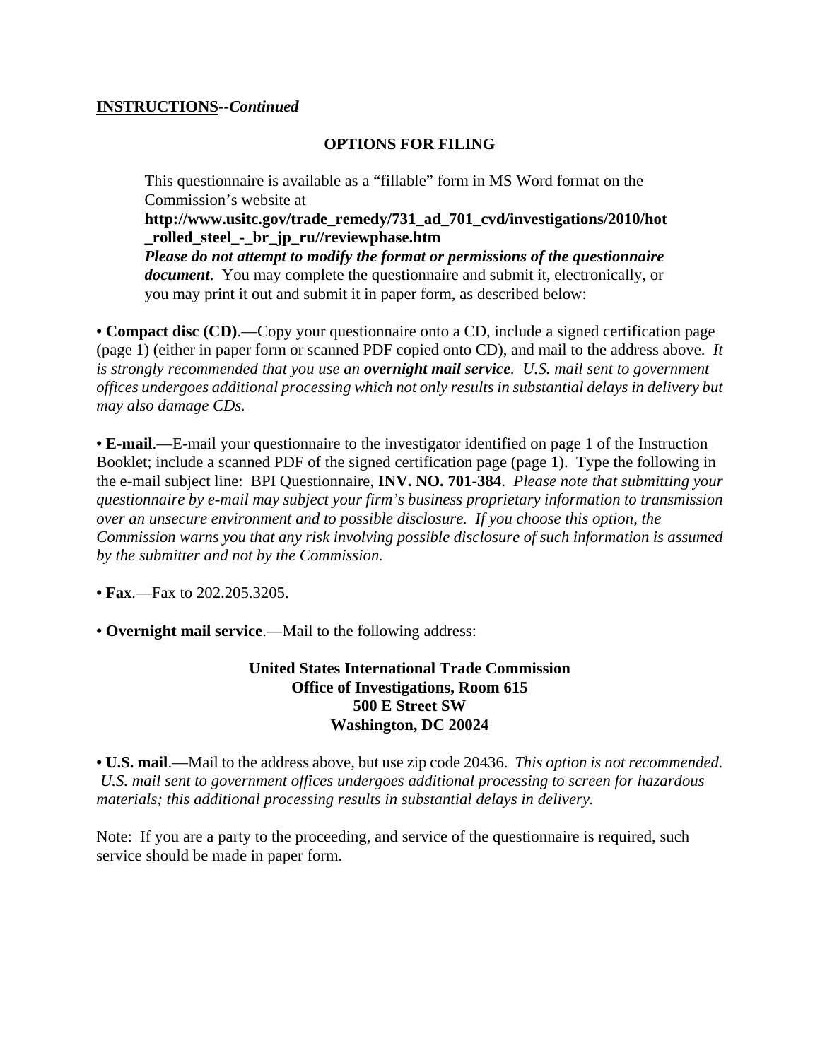**INSTRUCTIONS**--*Continued*

## OPTIONS FOR FILING

> This questionnaire is available as a "fillable" form in MS Word format on the Commission's website at **http://www.usitc.gov/trade_remedy/731_ad_701_cvd/investigations/2010/hot_rolled_steel_-_br_jp_ru//reviewphase.htm**
> ***Please do not attempt to modify the format or permissions of the questionnaire document***. You may complete the questionnaire and submit it, electronically, or you may print it out and submit it in paper form, as described below:

• **Compact disc (CD)**.—Copy your questionnaire onto a CD, include a signed certification page (page 1) (either in paper form or scanned PDF copied onto CD), and mail to the address above. *It is strongly recommended that you use an* ***overnight mail service****. U.S. mail sent to government offices undergoes additional processing which not only results in substantial delays in delivery but may also damage CDs.*

• **E-mail**.—E-mail your questionnaire to the investigator identified on page 1 of the Instruction Booklet; include a scanned PDF of the signed certification page (page 1). Type the following in the e-mail subject line: BPI Questionnaire, **INV. NO. 701-384**. *Please note that submitting your questionnaire by e-mail may subject your firm's business proprietary information to transmission over an unsecure environment and to possible disclosure. If you choose this option, the Commission warns you that any risk involving possible disclosure of such information is assumed by the submitter and not by the Commission.*

• **Fax**.—Fax to 202.205.3205.

• **Overnight mail service**.—Mail to the following address:

**United States International Trade Commission**
**Office of Investigations, Room 615**
**500 E Street SW**
**Washington, DC 20024**

• **U.S. mail**.—Mail to the address above, but use zip code 20436. *This option is not recommended. U.S. mail sent to government offices undergoes additional processing to screen for hazardous materials; this additional processing results in substantial delays in delivery.*

Note: If you are a party to the proceeding, and service of the questionnaire is required, such service should be made in paper form.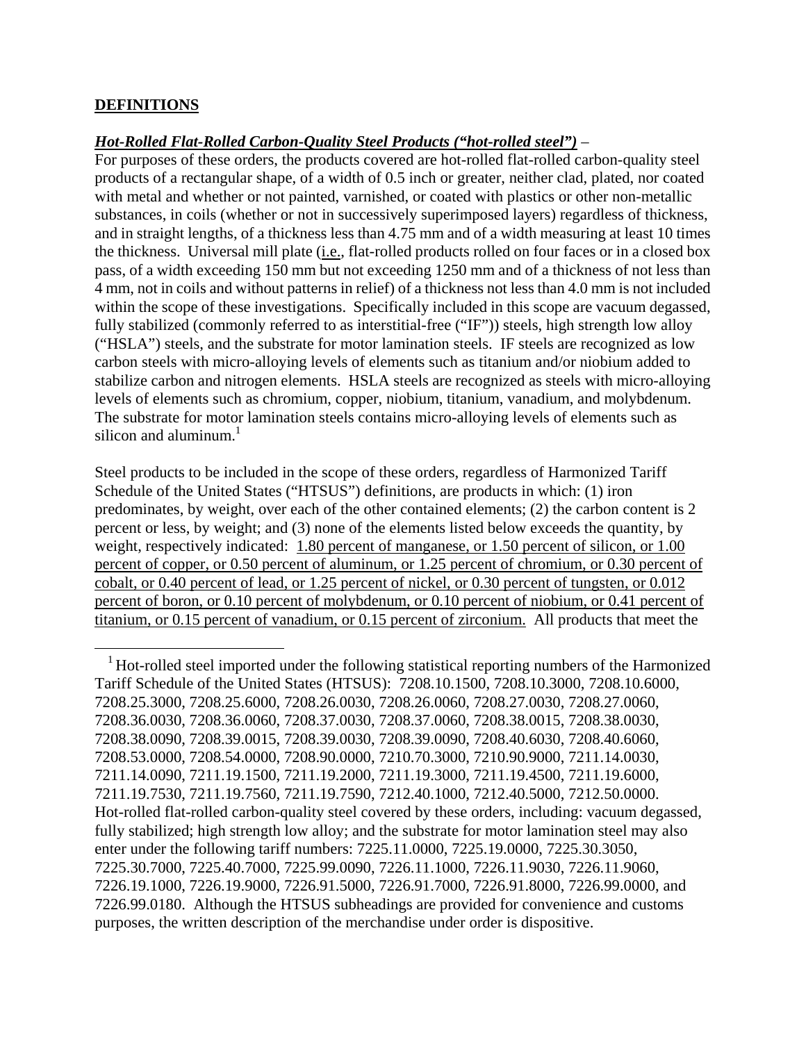**DEFINITIONS**

***Hot-Rolled Flat-Rolled Carbon-Quality Steel Products ("hot-rolled steel")*** –
For purposes of these orders, the products covered are hot-rolled flat-rolled carbon-quality steel products of a rectangular shape, of a width of 0.5 inch or greater, neither clad, plated, nor coated with metal and whether or not painted, varnished, or coated with plastics or other non-metallic substances, in coils (whether or not in successively superimposed layers) regardless of thickness, and in straight lengths, of a thickness less than 4.75 mm and of a width measuring at least 10 times the thickness. Universal mill plate (i.e., flat-rolled products rolled on four faces or in a closed box pass, of a width exceeding 150 mm but not exceeding 1250 mm and of a thickness of not less than 4 mm, not in coils and without patterns in relief) of a thickness not less than 4.0 mm is not included within the scope of these investigations. Specifically included in this scope are vacuum degassed, fully stabilized (commonly referred to as interstitial-free ("IF")) steels, high strength low alloy ("HSLA") steels, and the substrate for motor lamination steels. IF steels are recognized as low carbon steels with micro-alloying levels of elements such as titanium and/or niobium added to stabilize carbon and nitrogen elements. HSLA steels are recognized as steels with micro-alloying levels of elements such as chromium, copper, niobium, titanium, vanadium, and molybdenum. The substrate for motor lamination steels contains micro-alloying levels of elements such as silicon and aluminum.[1]

Steel products to be included in the scope of these orders, regardless of Harmonized Tariff Schedule of the United States ("HTSUS") definitions, are products in which: (1) iron predominates, by weight, over each of the other contained elements; (2) the carbon content is 2 percent or less, by weight; and (3) none of the elements listed below exceeds the quantity, by weight, respectively indicated: <u>1.80 percent of manganese, or 1.50 percent of silicon, or 1.00 percent of copper, or 0.50 percent of aluminum, or 1.25 percent of chromium, or 0.30 percent of cobalt, or 0.40 percent of lead, or 1.25 percent of nickel, or 0.30 percent of tungsten, or 0.012 percent of boron, or 0.10 percent of molybdenum, or 0.10 percent of niobium, or 0.41 percent of titanium, or 0.15 percent of vanadium, or 0.15 percent of zirconium.</u> All products that meet the

---

[1] Hot-rolled steel imported under the following statistical reporting numbers of the Harmonized Tariff Schedule of the United States (HTSUS): 7208.10.1500, 7208.10.3000, 7208.10.6000, 7208.25.3000, 7208.25.6000, 7208.26.0030, 7208.26.0060, 7208.27.0030, 7208.27.0060, 7208.36.0030, 7208.36.0060, 7208.37.0030, 7208.37.0060, 7208.38.0015, 7208.38.0030, 7208.38.0090, 7208.39.0015, 7208.39.0030, 7208.39.0090, 7208.40.6030, 7208.40.6060, 7208.53.0000, 7208.54.0000, 7208.90.0000, 7210.70.3000, 7210.90.9000, 7211.14.0030, 7211.14.0090, 7211.19.1500, 7211.19.2000, 7211.19.3000, 7211.19.4500, 7211.19.6000, 7211.19.7530, 7211.19.7560, 7211.19.7590, 7212.40.1000, 7212.40.5000, 7212.50.0000. Hot-rolled flat-rolled carbon-quality steel covered by these orders, including: vacuum degassed, fully stabilized; high strength low alloy; and the substrate for motor lamination steel may also enter under the following tariff numbers: 7225.11.0000, 7225.19.0000, 7225.30.3050, 7225.30.7000, 7225.40.7000, 7225.99.0090, 7226.11.1000, 7226.11.9030, 7226.11.9060, 7226.19.1000, 7226.19.9000, 7226.91.5000, 7226.91.7000, 7226.91.8000, 7226.99.0000, and 7226.99.0180. Although the HTSUS subheadings are provided for convenience and customs purposes, the written description of the merchandise under order is dispositive.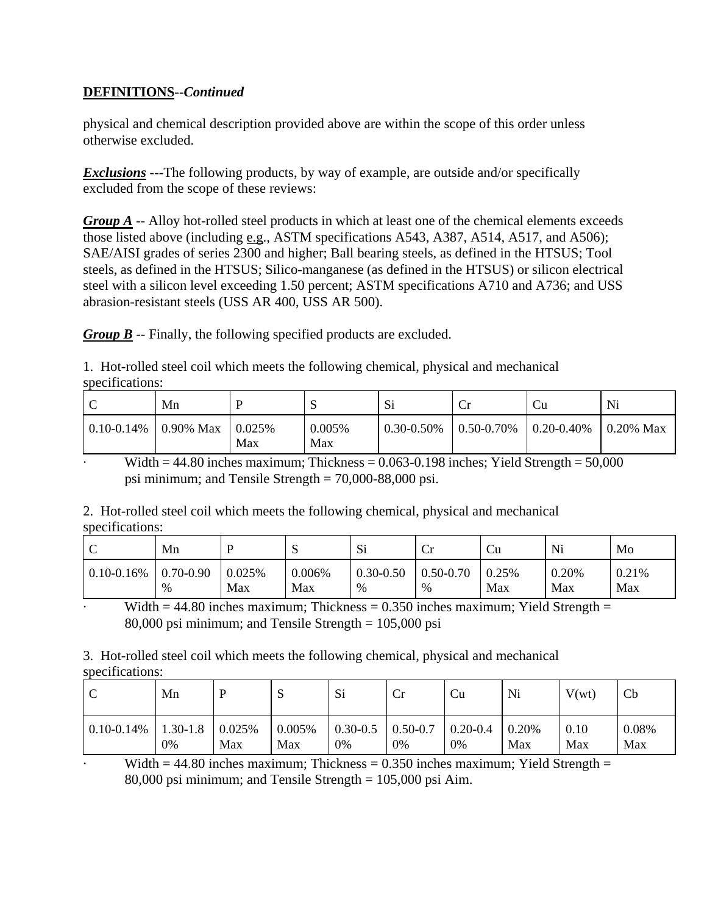**<u>DEFINITIONS</u>*--Continued***

physical and chemical description provided above are within the scope of this order unless otherwise excluded.

***<u>Exclusions</u>*** ---The following products, by way of example, are outside and/or specifically excluded from the scope of these reviews:

***<u>Group A</u>*** -- Alloy hot-rolled steel products in which at least one of the chemical elements exceeds those listed above (including <u>e.g</u>., ASTM specifications A543, A387, A514, A517, and A506); SAE/AISI grades of series 2300 and higher; Ball bearing steels, as defined in the HTSUS; Tool steels, as defined in the HTSUS; Silico-manganese (as defined in the HTSUS) or silicon electrical steel with a silicon level exceeding 1.50 percent; ASTM specifications A710 and A736; and USS abrasion-resistant steels (USS AR 400, USS AR 500).

***<u>Group B</u>*** -- Finally, the following specified products are excluded.

1. Hot-rolled steel coil which meets the following chemical, physical and mechanical specifications:

| C | Mn | P | S | Si | Cr | Cu | Ni |
|---|---|---|---|---|---|---|---|
| 0.10-0.14% | 0.90% Max | 0.025% Max | 0.005% Max | 0.30-0.50% | 0.50-0.70% | 0.20-0.40% | 0.20% Max |

- Width = 44.80 inches maximum; Thickness = 0.063-0.198 inches; Yield Strength = 50,000 psi minimum; and Tensile Strength = 70,000-88,000 psi.

2. Hot-rolled steel coil which meets the following chemical, physical and mechanical specifications:

| C | Mn | P | S | Si | Cr | Cu | Ni | Mo |
|---|---|---|---|---|---|---|---|---|
| 0.10-0.16% | 0.70-0.90 % | 0.025% Max | 0.006% Max | 0.30-0.50 % | 0.50-0.70 % | 0.25% Max | 0.20% Max | 0.21% Max |

- Width = 44.80 inches maximum; Thickness = 0.350 inches maximum; Yield Strength = 80,000 psi minimum; and Tensile Strength = 105,000 psi

3. Hot-rolled steel coil which meets the following chemical, physical and mechanical specifications:

| C | Mn | P | S | Si | Cr | Cu | Ni | V(wt) | Cb |
|---|---|---|---|---|---|---|---|---|---|
| 0.10-0.14% | 1.30-1.80% | 0.025% Max | 0.005% Max | 0.30-0.50% | 0.50-0.70% | 0.20-0.40% | 0.20% Max | 0.10 Max | 0.08% Max |

- Width = 44.80 inches maximum; Thickness = 0.350 inches maximum; Yield Strength = 80,000 psi minimum; and Tensile Strength = 105,000 psi Aim.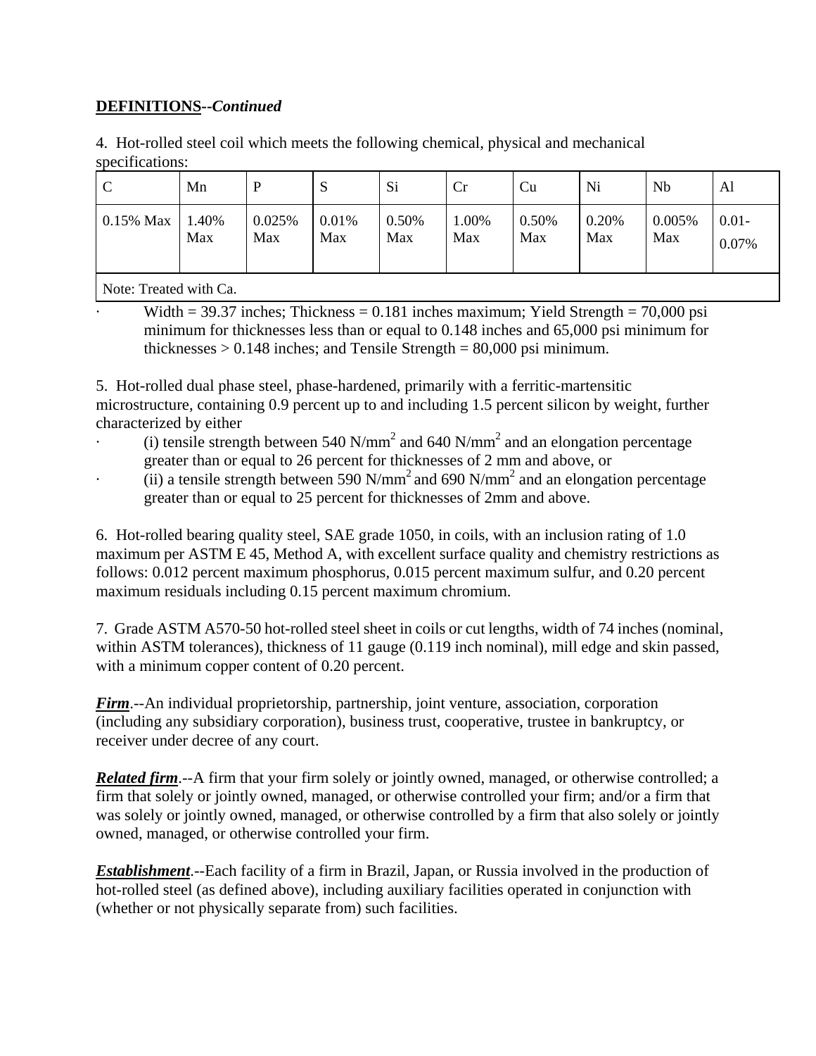**DEFINITIONS**--***Continued***

4. Hot-rolled steel coil which meets the following chemical, physical and mechanical specifications:

| C | Mn | P | S | Si | Cr | Cu | Ni | Nb | Al |
|---|---|---|---|---|---|---|---|---|---|
| 0.15% Max | 1.40% Max | 0.025% Max | 0.01% Max | 0.50% Max | 1.00% Max | 0.50% Max | 0.20% Max | 0.005% Max | 0.01-0.07% |
| Note: Treated with Ca. | | | | | | | | | |

- Width = 39.37 inches; Thickness = 0.181 inches maximum; Yield Strength = 70,000 psi minimum for thicknesses less than or equal to 0.148 inches and 65,000 psi minimum for thicknesses > 0.148 inches; and Tensile Strength = 80,000 psi minimum.

5. Hot-rolled dual phase steel, phase-hardened, primarily with a ferritic-martensitic microstructure, containing 0.9 percent up to and including 1.5 percent silicon by weight, further characterized by either

- (i) tensile strength between 540 $N/mm^2$ and 640 $N/mm^2$ and an elongation percentage greater than or equal to 26 percent for thicknesses of 2 mm and above, or
- (ii) a tensile strength between 590 $N/mm^2$ and 690 $N/mm^2$ and an elongation percentage greater than or equal to 25 percent for thicknesses of 2mm and above.

6. Hot-rolled bearing quality steel, SAE grade 1050, in coils, with an inclusion rating of 1.0 maximum per ASTM E 45, Method A, with excellent surface quality and chemistry restrictions as follows: 0.012 percent maximum phosphorus, 0.015 percent maximum sulfur, and 0.20 percent maximum residuals including 0.15 percent maximum chromium.

7. Grade ASTM A570-50 hot-rolled steel sheet in coils or cut lengths, width of 74 inches (nominal, within ASTM tolerances), thickness of 11 gauge (0.119 inch nominal), mill edge and skin passed, with a minimum copper content of 0.20 percent.

***Firm***.--An individual proprietorship, partnership, joint venture, association, corporation (including any subsidiary corporation), business trust, cooperative, trustee in bankruptcy, or receiver under decree of any court.

***Related firm***.--A firm that your firm solely or jointly owned, managed, or otherwise controlled; a firm that solely or jointly owned, managed, or otherwise controlled your firm; and/or a firm that was solely or jointly owned, managed, or otherwise controlled by a firm that also solely or jointly owned, managed, or otherwise controlled your firm.

***Establishment***.--Each facility of a firm in Brazil, Japan, or Russia involved in the production of hot-rolled steel (as defined above), including auxiliary facilities operated in conjunction with (whether or not physically separate from) such facilities.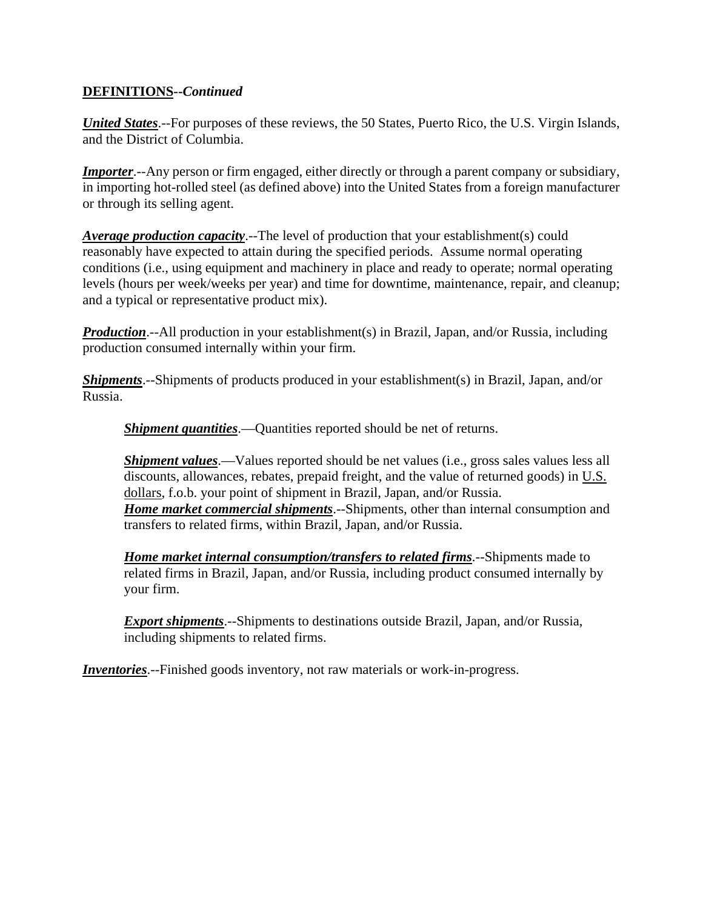**DEFINITIONS--*Continued***

***United States***.--For purposes of these reviews, the 50 States, Puerto Rico, the U.S. Virgin Islands, and the District of Columbia.

***Importer***.--Any person or firm engaged, either directly or through a parent company or subsidiary, in importing hot-rolled steel (as defined above) into the United States from a foreign manufacturer or through its selling agent.

***Average production capacity***.--The level of production that your establishment(s) could reasonably have expected to attain during the specified periods. Assume normal operating conditions (i.e., using equipment and machinery in place and ready to operate; normal operating levels (hours per week/weeks per year) and time for downtime, maintenance, repair, and cleanup; and a typical or representative product mix).

***Production***.--All production in your establishment(s) in Brazil, Japan, and/or Russia, including production consumed internally within your firm.

***Shipments***.--Shipments of products produced in your establishment(s) in Brazil, Japan, and/or Russia.

> ***Shipment quantities***.—Quantities reported should be net of returns.
>
> ***Shipment values***.—Values reported should be net values (i.e., gross sales values less all discounts, allowances, rebates, prepaid freight, and the value of returned goods) in U.S. dollars, f.o.b. your point of shipment in Brazil, Japan, and/or Russia.
> ***Home market commercial shipments***.--Shipments, other than internal consumption and transfers to related firms, within Brazil, Japan, and/or Russia.
>
> ***Home market internal consumption/transfers to related firms***.--Shipments made to related firms in Brazil, Japan, and/or Russia, including product consumed internally by your firm.
>
> ***Export shipments***.--Shipments to destinations outside Brazil, Japan, and/or Russia, including shipments to related firms.

***Inventories***.--Finished goods inventory, not raw materials or work-in-progress.